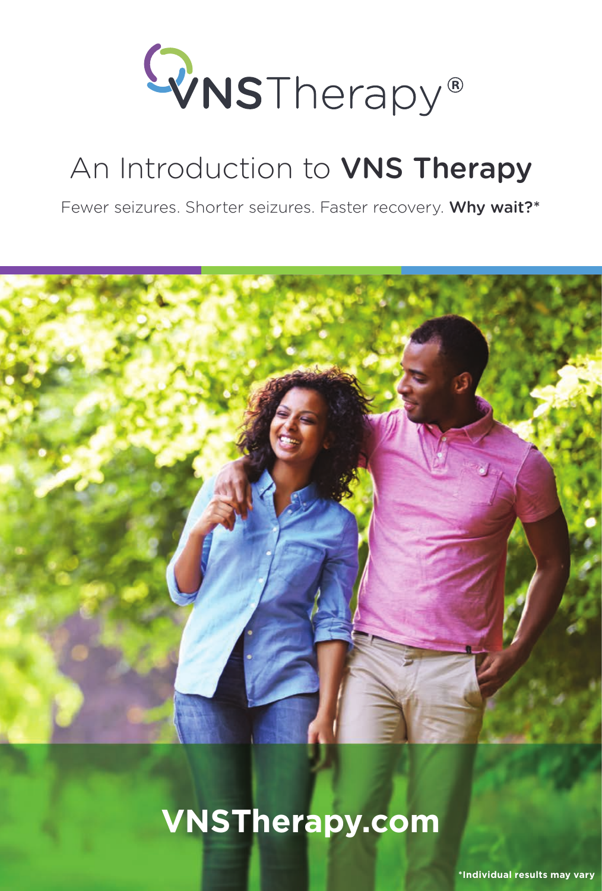VNSTherapy®

# An Introduction to **VNS Therapy**

Fewer seizures. Shorter seizures. Faster recovery. **Why wait?***

**VNSTherapy.com**

***Individual results may vary**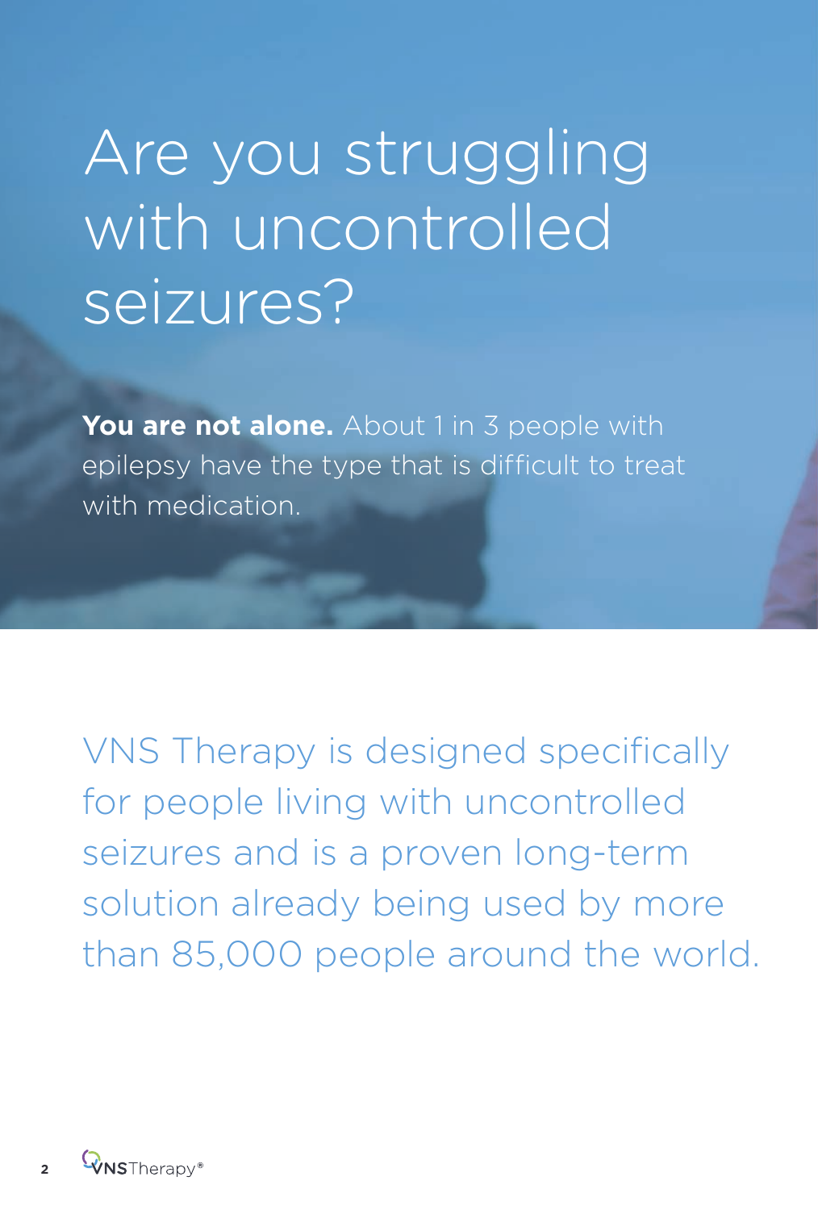# Are you struggling with uncontrolled seizures?

**You are not alone.** About 1 in 3 people with epilepsy have the type that is difficult to treat with medication.

VNS Therapy is designed specifically for people living with uncontrolled seizures and is a proven long-term solution already being used by more than 85,000 people around the world.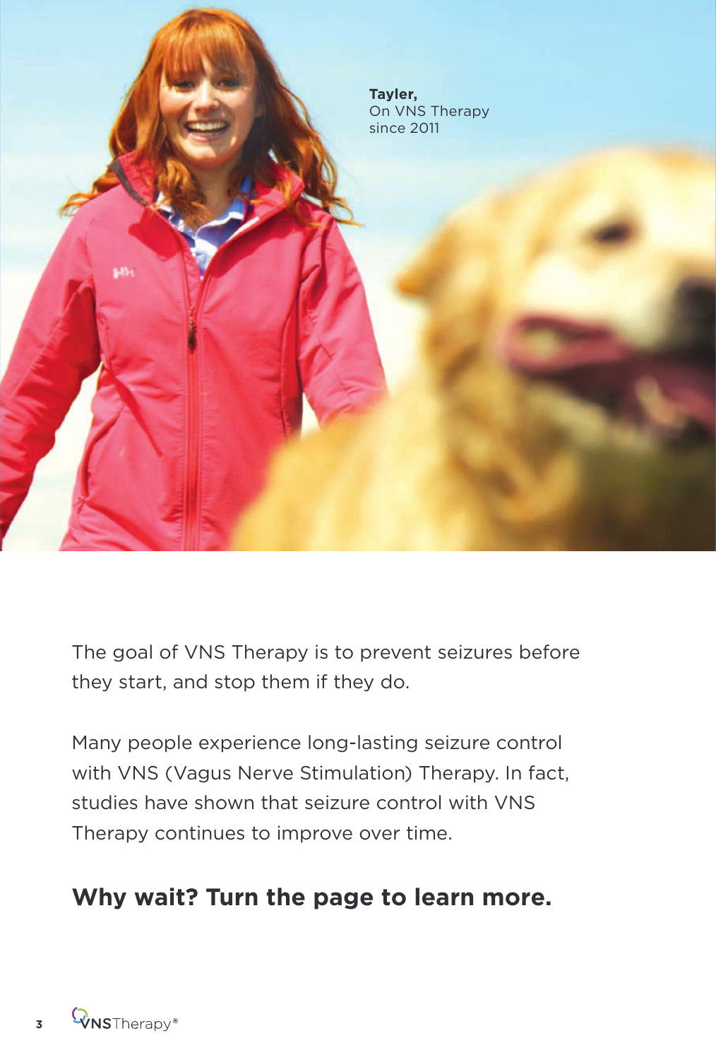**Tayler,**
On VNS Therapy
since 2011

The goal of VNS Therapy is to prevent seizures before they start, and stop them if they do.

Many people experience long-lasting seizure control with VNS (Vagus Nerve Stimulation) Therapy. In fact, studies have shown that seizure control with VNS Therapy continues to improve over time.

**Why wait? Turn the page to learn more.**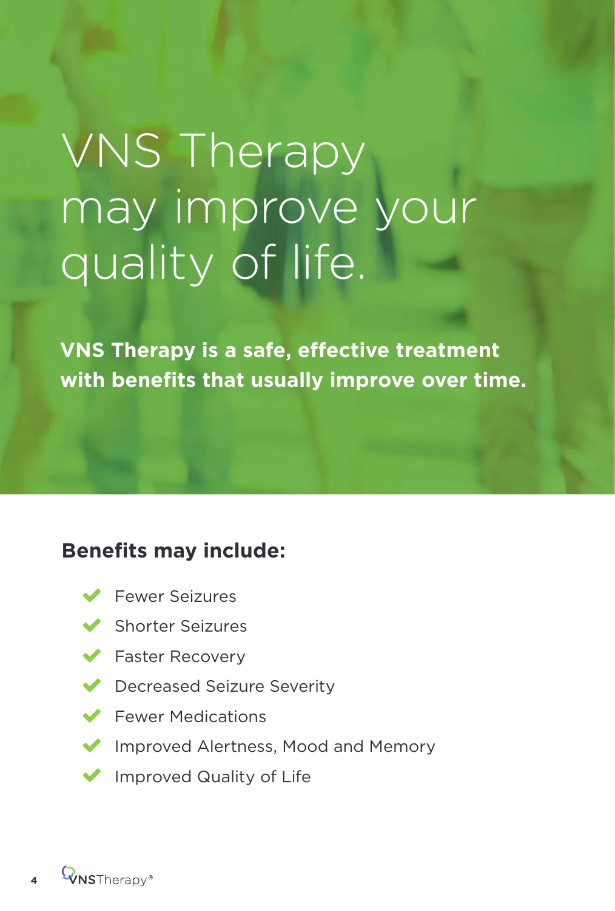# VNS Therapy may improve your quality of life.

**VNS Therapy is a safe, effective treatment with benefits that usually improve over time.**

## Benefits may include:

- Fewer Seizures
- Shorter Seizures
- Faster Recovery
- Decreased Seizure Severity
- Fewer Medications
- Improved Alertness, Mood and Memory
- Improved Quality of Life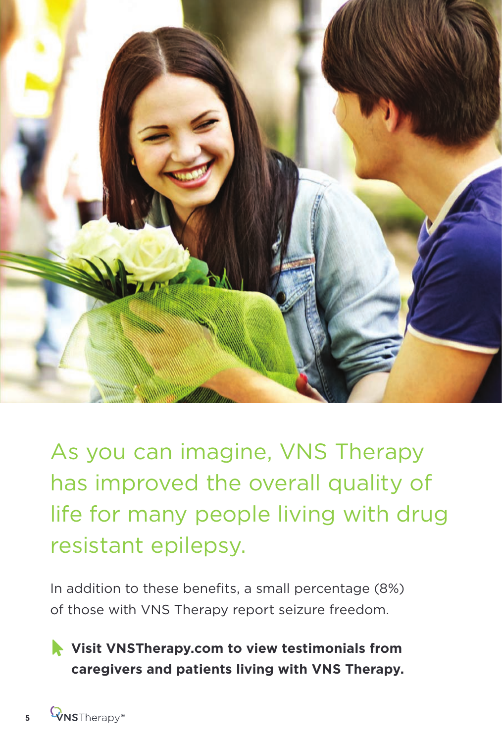## As you can imagine, VNS Therapy has improved the overall quality of life for many people living with drug resistant epilepsy.

In addition to these benefits, a small percentage (8%) of those with VNS Therapy report seizure freedom.

**Visit VNSTherapy.com to view testimonials from caregivers and patients living with VNS Therapy.**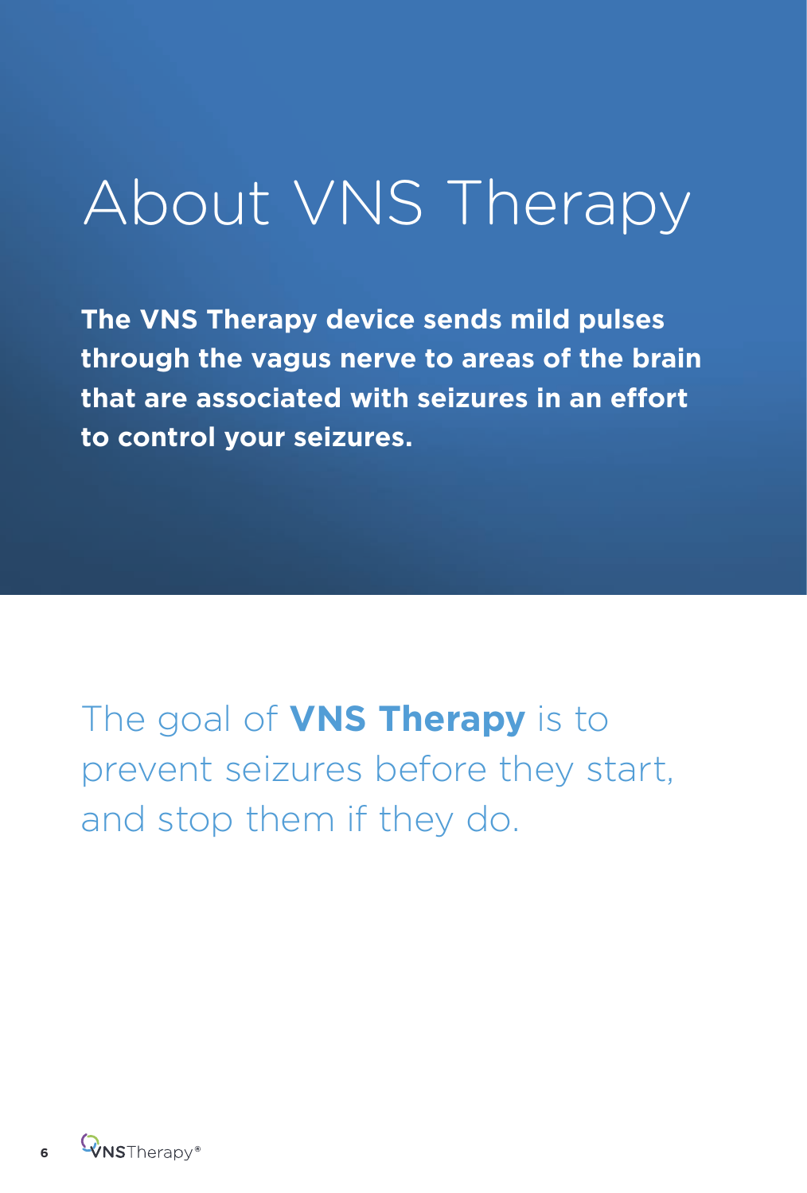# About VNS Therapy

**The VNS Therapy device sends mild pulses through the vagus nerve to areas of the brain that are associated with seizures in an effort to control your seizures.**

The goal of **VNS Therapy** is to prevent seizures before they start, and stop them if they do.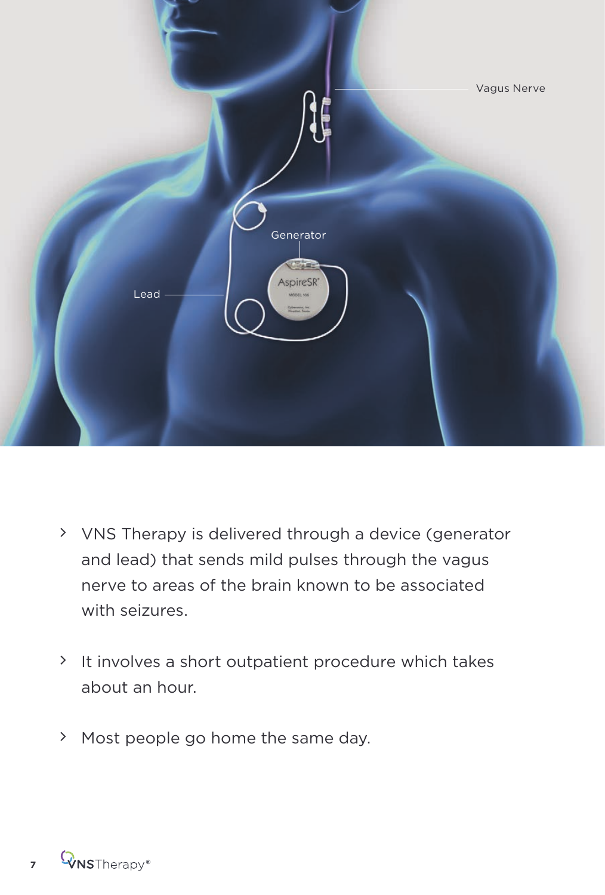Vagus Nerve

Generator

Lead

- VNS Therapy is delivered through a device (generator and lead) that sends mild pulses through the vagus nerve to areas of the brain known to be associated with seizures.
- It involves a short outpatient procedure which takes about an hour.
- Most people go home the same day.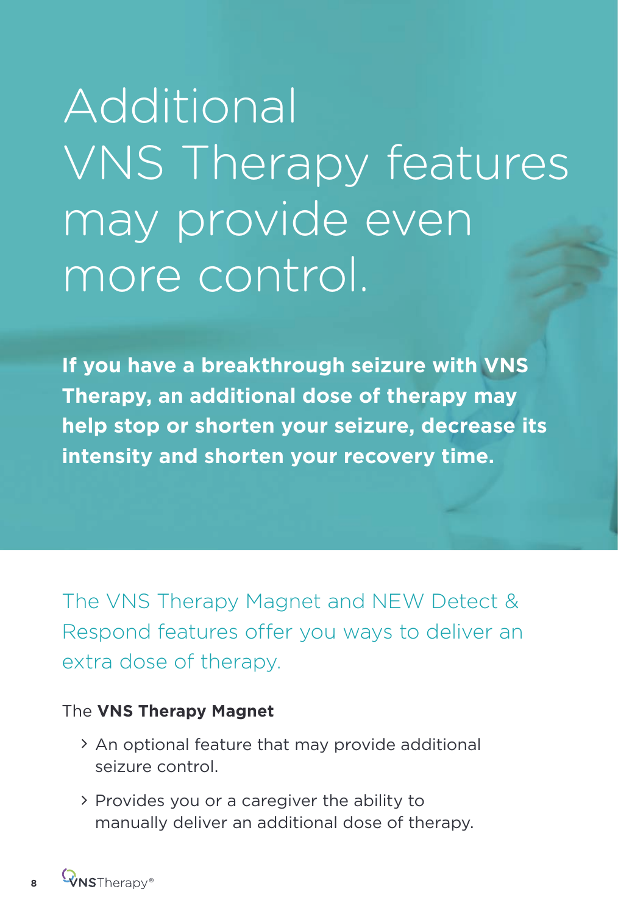# Additional VNS Therapy features may provide even more control.

**If you have a breakthrough seizure with VNS Therapy, an additional dose of therapy may help stop or shorten your seizure, decrease its intensity and shorten your recovery time.**

The VNS Therapy Magnet and NEW Detect & Respond features offer you ways to deliver an extra dose of therapy.

The **VNS Therapy Magnet**

- An optional feature that may provide additional seizure control.
- Provides you or a caregiver the ability to manually deliver an additional dose of therapy.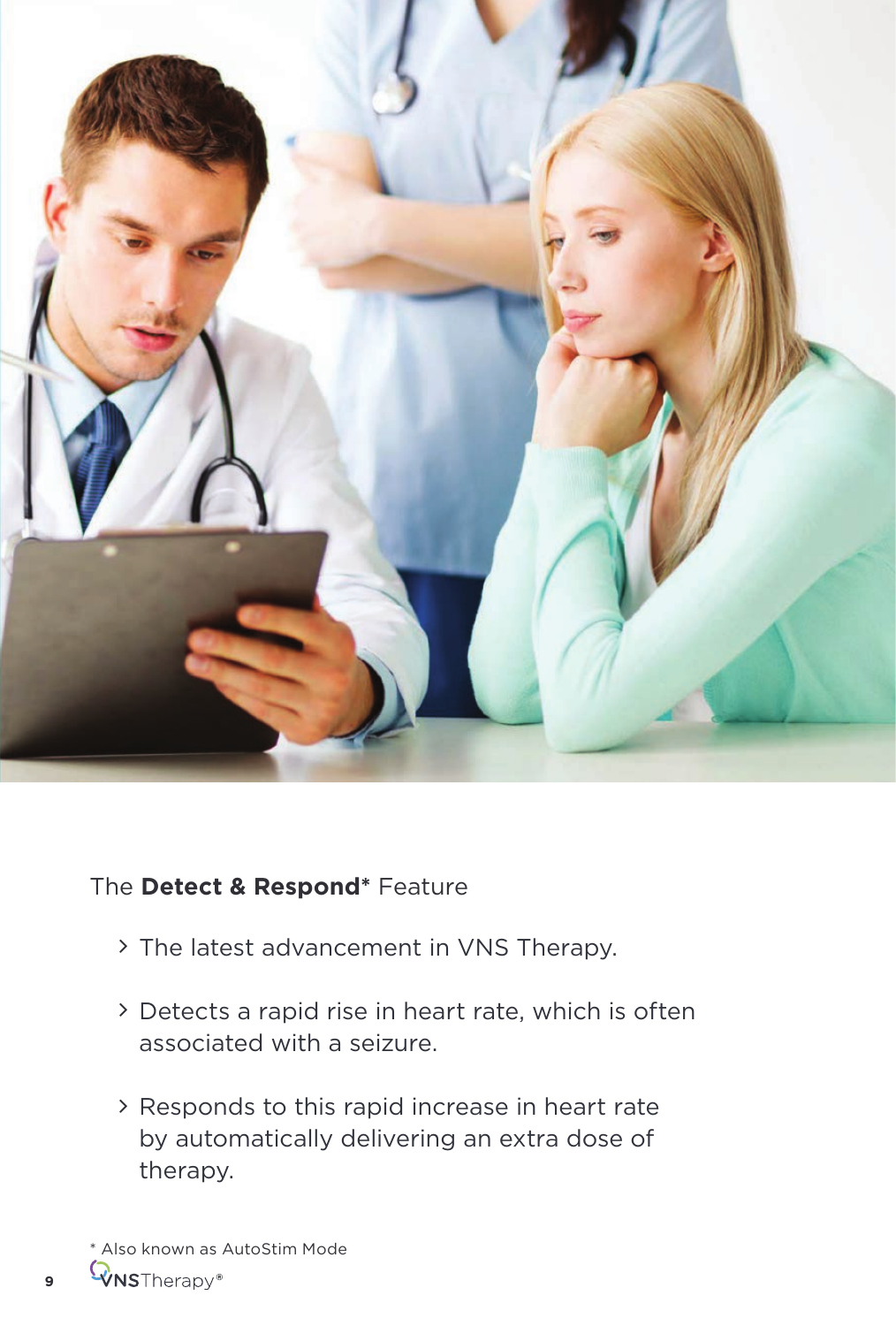The **Detect & Respond*** Feature

- The latest advancement in VNS Therapy.
- Detects a rapid rise in heart rate, which is often associated with a seizure.
- Responds to this rapid increase in heart rate by automatically delivering an extra dose of therapy.

* Also known as AutoStim Mode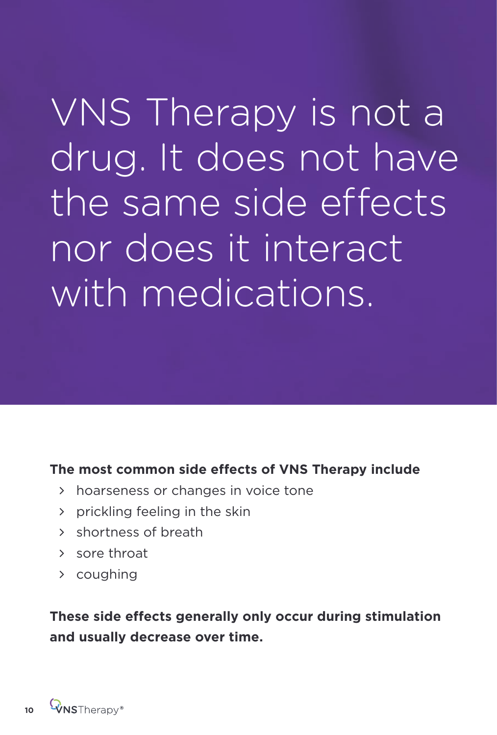# VNS Therapy is not a drug. It does not have the same side effects nor does it interact with medications.

**The most common side effects of VNS Therapy include**

- hoarseness or changes in voice tone
- prickling feeling in the skin
- shortness of breath
- sore throat
- coughing

**These side effects generally only occur during stimulation and usually decrease over time.**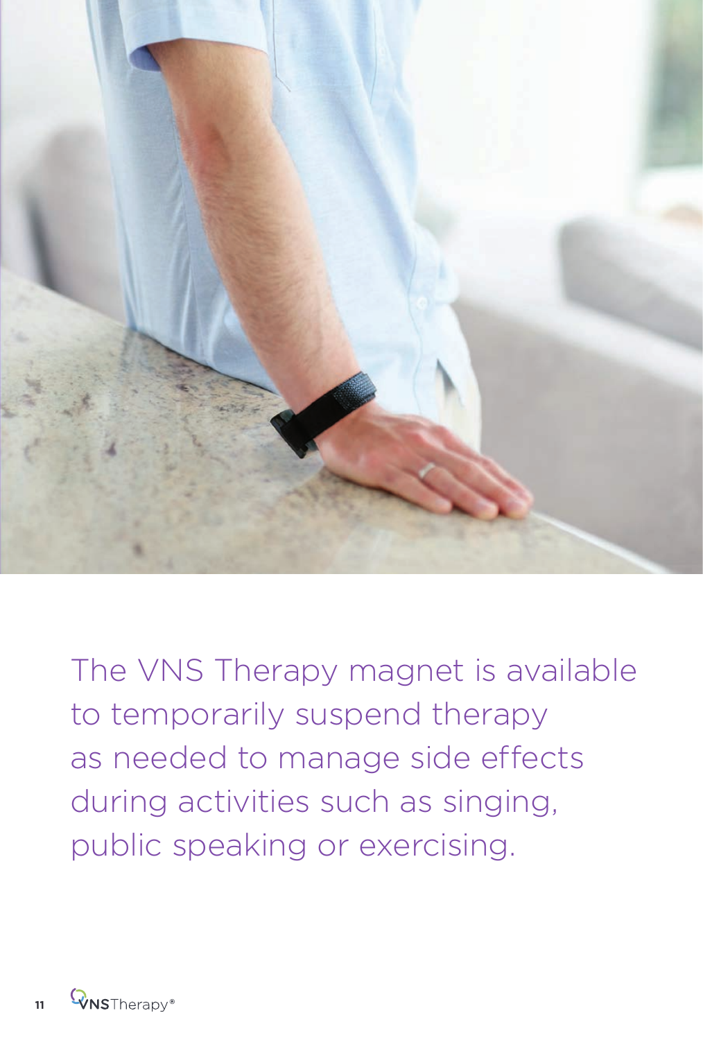The VNS Therapy magnet is available to temporarily suspend therapy as needed to manage side effects during activities such as singing, public speaking or exercising.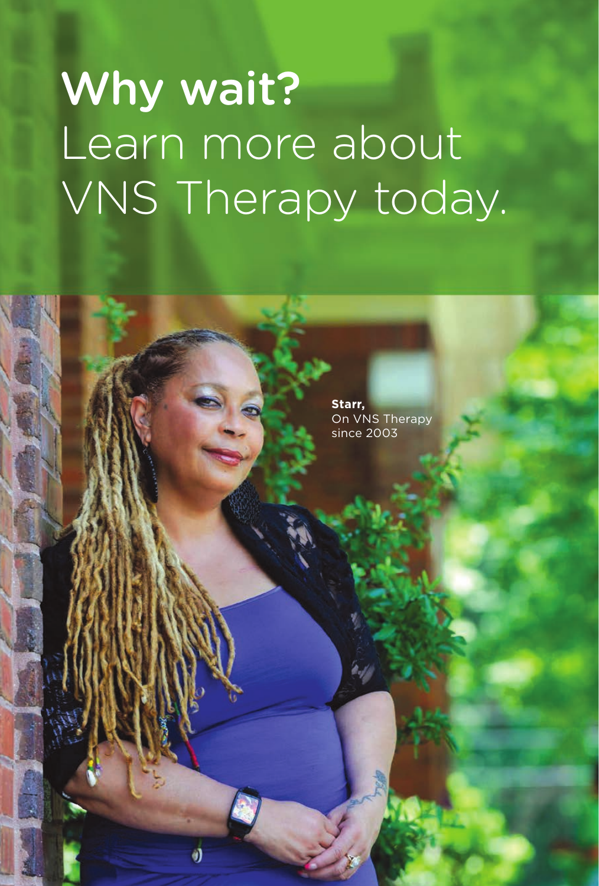# **Why wait?** Learn more about VNS Therapy today.

**Starr,**
On VNS Therapy since 2003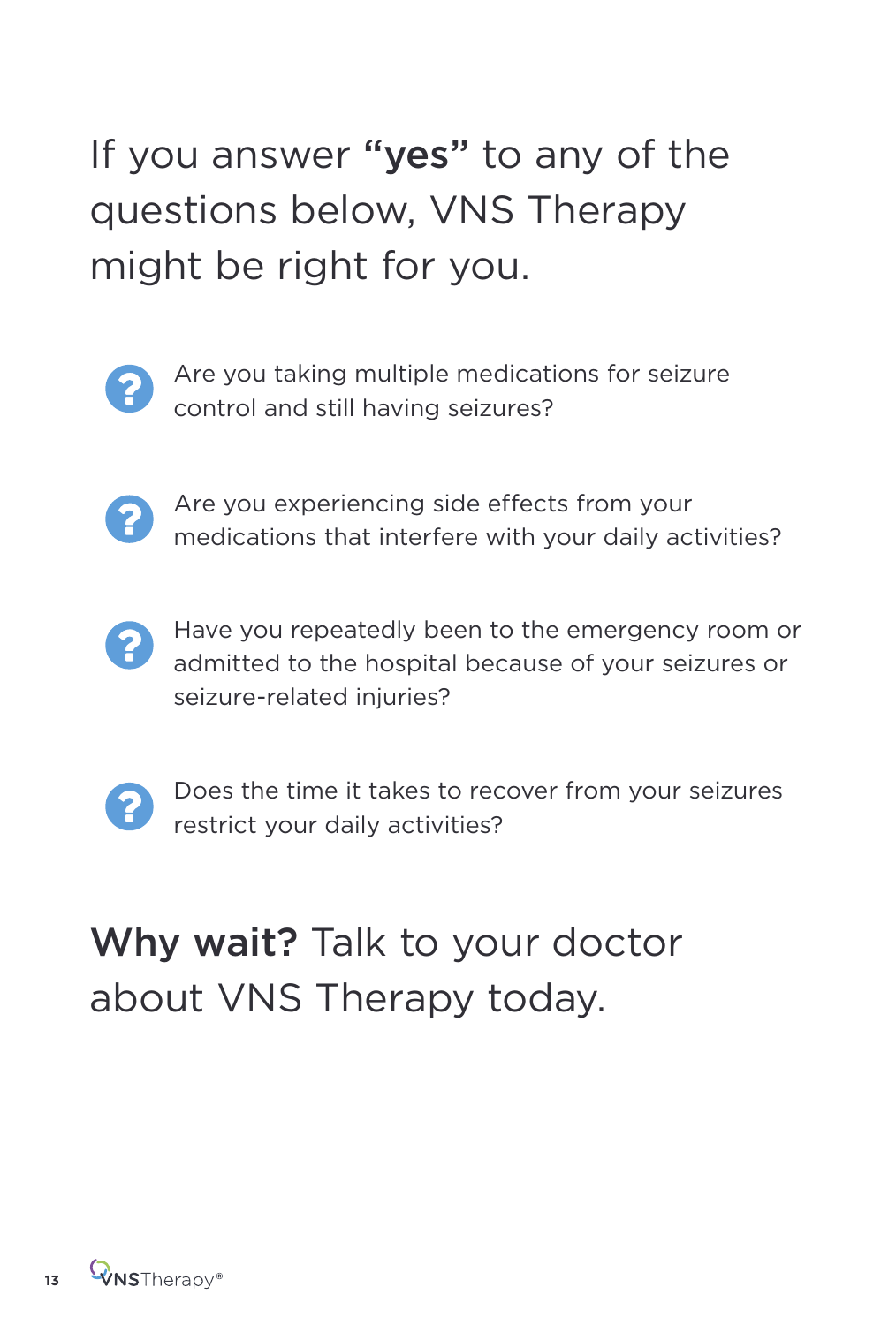## If you answer **"yes"** to any of the questions below, VNS Therapy might be right for you.

- Are you taking multiple medications for seizure control and still having seizures?
- Are you experiencing side effects from your medications that interfere with your daily activities?
- Have you repeatedly been to the emergency room or admitted to the hospital because of your seizures or seizure-related injuries?
- Does the time it takes to recover from your seizures restrict your daily activities?

## **Why wait?** Talk to your doctor about VNS Therapy today.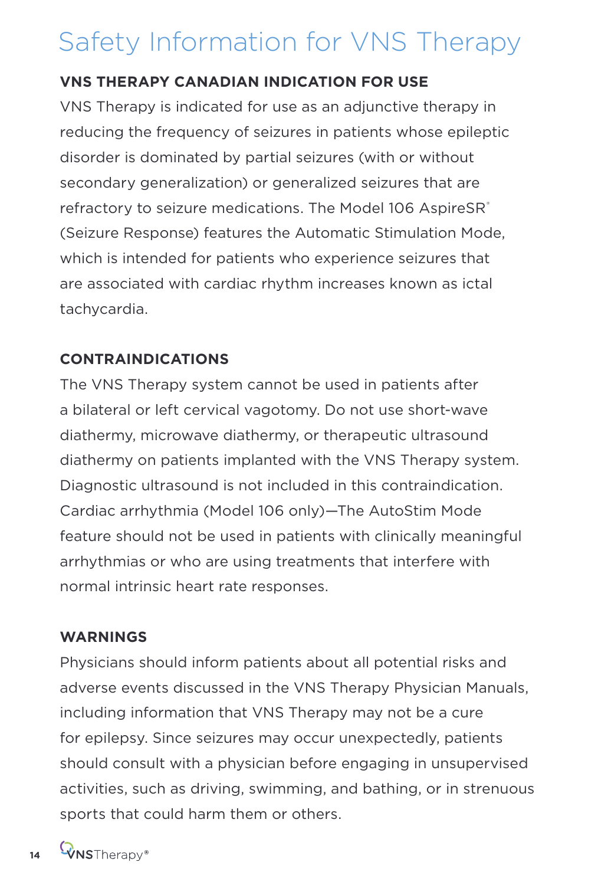# Safety Information for VNS Therapy

**VNS THERAPY CANADIAN INDICATION FOR USE**

VNS Therapy is indicated for use as an adjunctive therapy in reducing the frequency of seizures in patients whose epileptic disorder is dominated by partial seizures (with or without secondary generalization) or generalized seizures that are refractory to seizure medications. The Model 106 AspireSR® (Seizure Response) features the Automatic Stimulation Mode, which is intended for patients who experience seizures that are associated with cardiac rhythm increases known as ictal tachycardia.

**CONTRAINDICATIONS**

The VNS Therapy system cannot be used in patients after a bilateral or left cervical vagotomy. Do not use short-wave diathermy, microwave diathermy, or therapeutic ultrasound diathermy on patients implanted with the VNS Therapy system. Diagnostic ultrasound is not included in this contraindication. Cardiac arrhythmia (Model 106 only)—The AutoStim Mode feature should not be used in patients with clinically meaningful arrhythmias or who are using treatments that interfere with normal intrinsic heart rate responses.

**WARNINGS**

Physicians should inform patients about all potential risks and adverse events discussed in the VNS Therapy Physician Manuals, including information that VNS Therapy may not be a cure for epilepsy. Since seizures may occur unexpectedly, patients should consult with a physician before engaging in unsupervised activities, such as driving, swimming, and bathing, or in strenuous sports that could harm them or others.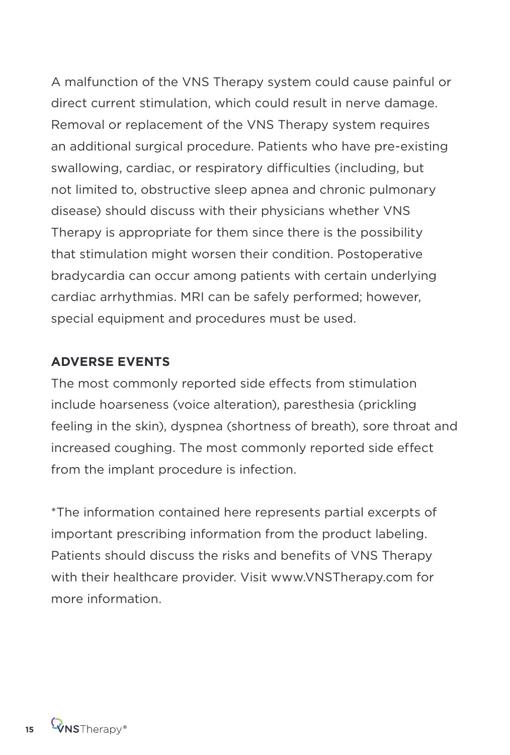A malfunction of the VNS Therapy system could cause painful or direct current stimulation, which could result in nerve damage. Removal or replacement of the VNS Therapy system requires an additional surgical procedure. Patients who have pre-existing swallowing, cardiac, or respiratory difficulties (including, but not limited to, obstructive sleep apnea and chronic pulmonary disease) should discuss with their physicians whether VNS Therapy is appropriate for them since there is the possibility that stimulation might worsen their condition. Postoperative bradycardia can occur among patients with certain underlying cardiac arrhythmias. MRI can be safely performed; however, special equipment and procedures must be used.

**ADVERSE EVENTS**

The most commonly reported side effects from stimulation include hoarseness (voice alteration), paresthesia (prickling feeling in the skin), dyspnea (shortness of breath), sore throat and increased coughing. The most commonly reported side effect from the implant procedure is infection.

*The information contained here represents partial excerpts of important prescribing information from the product labeling. Patients should discuss the risks and benefits of VNS Therapy with their healthcare provider. Visit www.VNSTherapy.com for more information.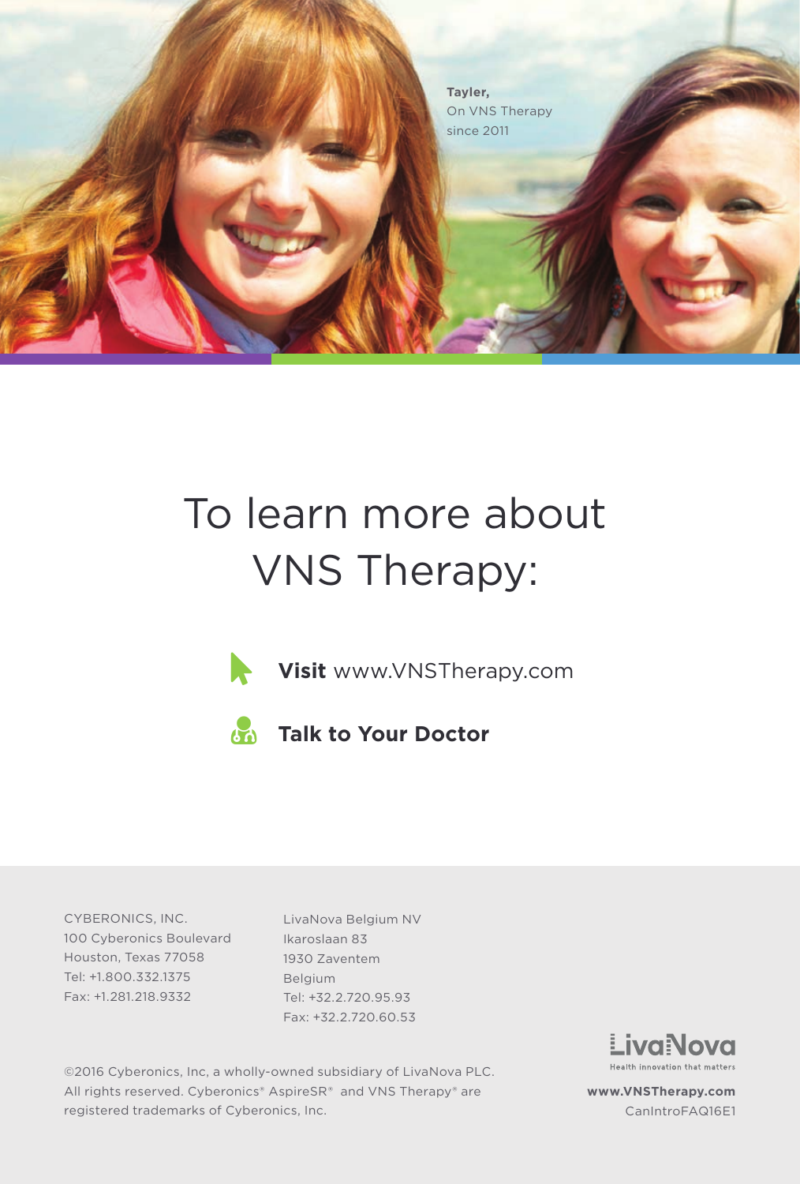Tayler,
On VNS Therapy
since 2011

# To learn more about VNS Therapy:

**Visit** www.VNSTherapy.com

**Talk to Your Doctor**

CYBERONICS, INC.
100 Cyberonics Boulevard
Houston, Texas 77058
Tel: +1.800.332.1375
Fax: +1.281.218.9332

LivaNova Belgium NV
Ikaroslaan 83
1930 Zaventem
Belgium
Tel: +32.2.720.95.93
Fax: +32.2.720.60.53

©2016 Cyberonics, Inc, a wholly-owned subsidiary of LivaNova PLC. All rights reserved. Cyberonics® AspireSR® and VNS Therapy® are registered trademarks of Cyberonics, Inc.

LivaNova
Health innovation that matters

**www.VNSTherapy.com**
CanIntroFAQ16E1